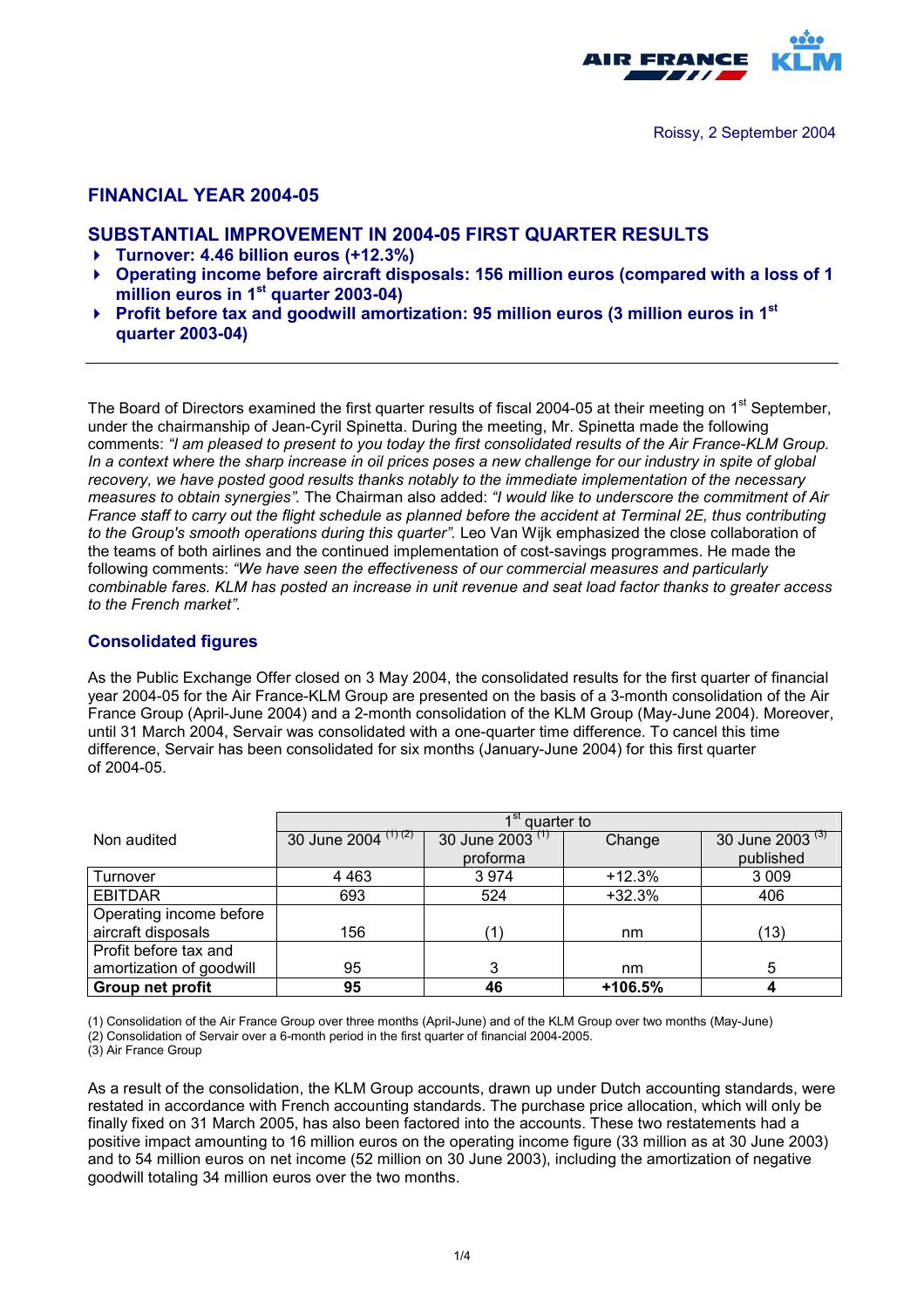Roissy, 2 September 2004

## FINANCIAL YEAR 2004-05

## SUBSTANTIAL IMPROVEMENT IN 2004-05 FIRST QUARTER RESULTS

- **Turnover: 4.46 billion euros (+12.3%)**
- **Operating income before aircraft disposals: 156 million euros (compared with a loss of 1 million euros in 1st quarter 2003-04)**
- **Profit before tax and goodwill amortization: 95 million euros (3 million euros in 1st quarter 2003-04)**

---

The Board of Directors examined the first quarter results of fiscal 2004-05 at their meeting on 1st September, under the chairmanship of Jean-Cyril Spinetta. During the meeting, Mr. Spinetta made the following comments: *"I am pleased to present to you today the first consolidated results of the Air France-KLM Group. In a context where the sharp increase in oil prices poses a new challenge for our industry in spite of global recovery, we have posted good results thanks notably to the immediate implementation of the necessary measures to obtain synergies"*. The Chairman also added: *"I would like to underscore the commitment of Air France staff to carry out the flight schedule as planned before the accident at Terminal 2E, thus contributing to the Group's smooth operations during this quarter"*. Leo Van Wijk emphasized the close collaboration of the teams of both airlines and the continued implementation of cost-savings programmes. He made the following comments: *"We have seen the effectiveness of our commercial measures and particularly combinable fares. KLM has posted an increase in unit revenue and seat load factor thanks to greater access to the French market"*.

### Consolidated figures

As the Public Exchange Offer closed on 3 May 2004, the consolidated results for the first quarter of financial year 2004-05 for the Air France-KLM Group are presented on the basis of a 3-month consolidation of the Air France Group (April-June 2004) and a 2-month consolidation of the KLM Group (May-June 2004). Moreover, until 31 March 2004, Servair was consolidated with a one-quarter time difference. To cancel this time difference, Servair has been consolidated for six months (January-June 2004) for this first quarter of 2004-05.

| Non audited | 1st quarter to | | | |
|---|---|---|---|---|
| | 30 June 2004 (1) (2) | 30 June 2003 (1) proforma | Change | 30 June 2003 (3) published |
| Turnover | 4 463 | 3 974 | +12.3% | 3 009 |
| EBITDAR | 693 | 524 | +32.3% | 406 |
| Operating income before aircraft disposals | 156 | (1) | nm | (13) |
| Profit before tax and amortization of goodwill | 95 | 3 | nm | 5 |
| **Group net profit** | **95** | **46** | **+106.5%** | **4** |

(1) Consolidation of the Air France Group over three months (April-June) and of the KLM Group over two months (May-June)
(2) Consolidation of Servair over a 6-month period in the first quarter of financial 2004-2005.
(3) Air France Group

As a result of the consolidation, the KLM Group accounts, drawn up under Dutch accounting standards, were restated in accordance with French accounting standards. The purchase price allocation, which will only be finally fixed on 31 March 2005, has also been factored into the accounts. These two restatements had a positive impact amounting to 16 million euros on the operating income figure (33 million as at 30 June 2003) and to 54 million euros on net income (52 million on 30 June 2003), including the amortization of negative goodwill totaling 34 million euros over the two months.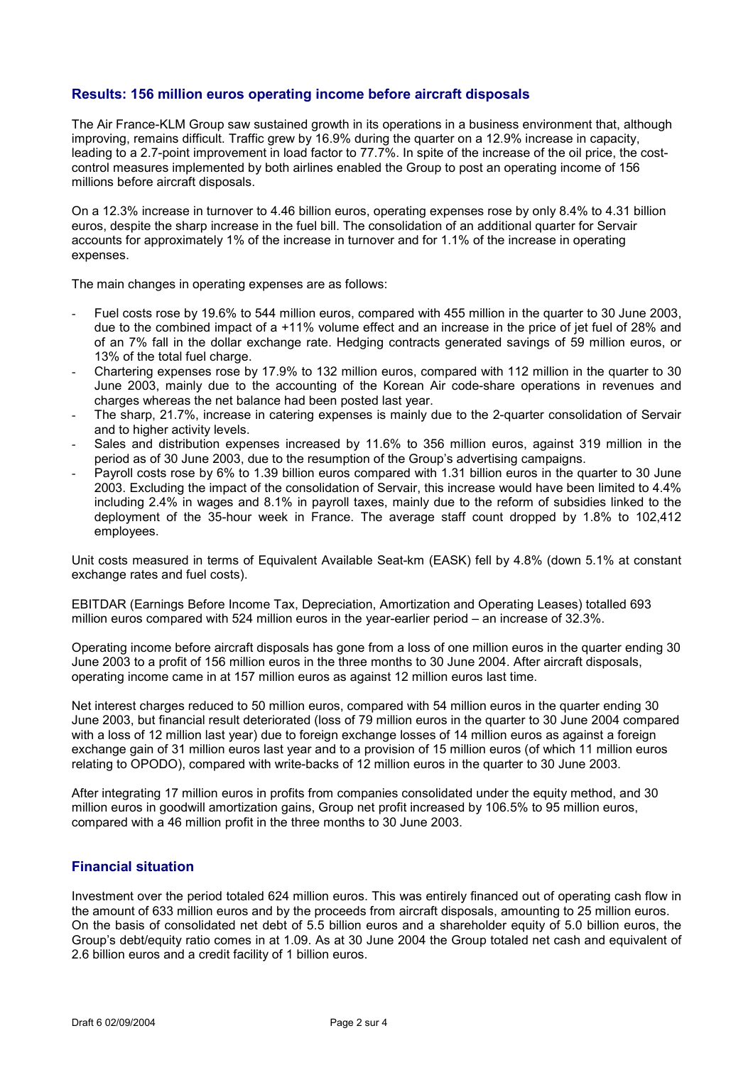## Results: 156 million euros operating income before aircraft disposals

The Air France-KLM Group saw sustained growth in its operations in a business environment that, although improving, remains difficult. Traffic grew by 16.9% during the quarter on a 12.9% increase in capacity, leading to a 2.7-point improvement in load factor to 77.7%. In spite of the increase of the oil price, the cost-control measures implemented by both airlines enabled the Group to post an operating income of 156 millions before aircraft disposals.

On a 12.3% increase in turnover to 4.46 billion euros, operating expenses rose by only 8.4% to 4.31 billion euros, despite the sharp increase in the fuel bill. The consolidation of an additional quarter for Servair accounts for approximately 1% of the increase in turnover and for 1.1% of the increase in operating expenses.

The main changes in operating expenses are as follows:

- Fuel costs rose by 19.6% to 544 million euros, compared with 455 million in the quarter to 30 June 2003, due to the combined impact of a +11% volume effect and an increase in the price of jet fuel of 28% and of an 7% fall in the dollar exchange rate. Hedging contracts generated savings of 59 million euros, or 13% of the total fuel charge.
- Chartering expenses rose by 17.9% to 132 million euros, compared with 112 million in the quarter to 30 June 2003, mainly due to the accounting of the Korean Air code-share operations in revenues and charges whereas the net balance had been posted last year.
- The sharp, 21.7%, increase in catering expenses is mainly due to the 2-quarter consolidation of Servair and to higher activity levels.
- Sales and distribution expenses increased by 11.6% to 356 million euros, against 319 million in the period as of 30 June 2003, due to the resumption of the Group's advertising campaigns.
- Payroll costs rose by 6% to 1.39 billion euros compared with 1.31 billion euros in the quarter to 30 June 2003. Excluding the impact of the consolidation of Servair, this increase would have been limited to 4.4% including 2.4% in wages and 8.1% in payroll taxes, mainly due to the reform of subsidies linked to the deployment of the 35-hour week in France. The average staff count dropped by 1.8% to 102,412 employees.

Unit costs measured in terms of Equivalent Available Seat-km (EASK) fell by 4.8% (down 5.1% at constant exchange rates and fuel costs).

EBITDAR (Earnings Before Income Tax, Depreciation, Amortization and Operating Leases) totalled 693 million euros compared with 524 million euros in the year-earlier period – an increase of 32.3%.

Operating income before aircraft disposals has gone from a loss of one million euros in the quarter ending 30 June 2003 to a profit of 156 million euros in the three months to 30 June 2004. After aircraft disposals, operating income came in at 157 million euros as against 12 million euros last time.

Net interest charges reduced to 50 million euros, compared with 54 million euros in the quarter ending 30 June 2003, but financial result deteriorated (loss of 79 million euros in the quarter to 30 June 2004 compared with a loss of 12 million last year) due to foreign exchange losses of 14 million euros as against a foreign exchange gain of 31 million euros last year and to a provision of 15 million euros (of which 11 million euros relating to OPODO), compared with write-backs of 12 million euros in the quarter to 30 June 2003.

After integrating 17 million euros in profits from companies consolidated under the equity method, and 30 million euros in goodwill amortization gains, Group net profit increased by 106.5% to 95 million euros, compared with a 46 million profit in the three months to 30 June 2003.

## Financial situation

Investment over the period totaled 624 million euros. This was entirely financed out of operating cash flow in the amount of 633 million euros and by the proceeds from aircraft disposals, amounting to 25 million euros. On the basis of consolidated net debt of 5.5 billion euros and a shareholder equity of 5.0 billion euros, the Group's debt/equity ratio comes in at 1.09. As at 30 June 2004 the Group totaled net cash and equivalent of 2.6 billion euros and a credit facility of 1 billion euros.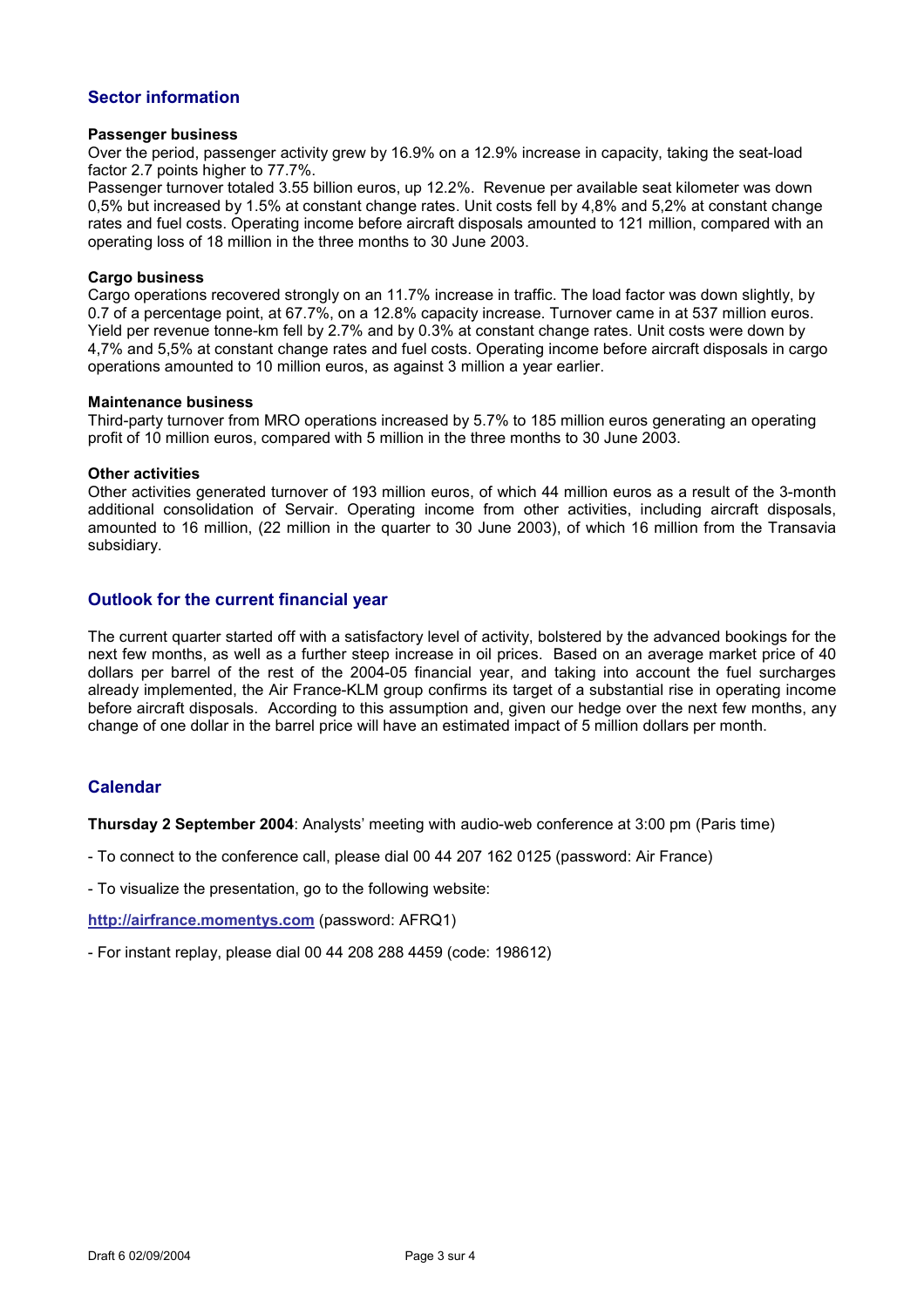## Sector information

**Passenger business**

Over the period, passenger activity grew by 16.9% on a 12.9% increase in capacity, taking the seat-load factor 2.7 points higher to 77.7%.

Passenger turnover totaled 3.55 billion euros, up 12.2%. Revenue per available seat kilometer was down 0,5% but increased by 1.5% at constant change rates. Unit costs fell by 4,8% and 5,2% at constant change rates and fuel costs. Operating income before aircraft disposals amounted to 121 million, compared with an operating loss of 18 million in the three months to 30 June 2003.

**Cargo business**

Cargo operations recovered strongly on an 11.7% increase in traffic. The load factor was down slightly, by 0.7 of a percentage point, at 67.7%, on a 12.8% capacity increase. Turnover came in at 537 million euros. Yield per revenue tonne-km fell by 2.7% and by 0.3% at constant change rates. Unit costs were down by 4,7% and 5,5% at constant change rates and fuel costs. Operating income before aircraft disposals in cargo operations amounted to 10 million euros, as against 3 million a year earlier.

**Maintenance business**

Third-party turnover from MRO operations increased by 5.7% to 185 million euros generating an operating profit of 10 million euros, compared with 5 million in the three months to 30 June 2003.

**Other activities**

Other activities generated turnover of 193 million euros, of which 44 million euros as a result of the 3-month additional consolidation of Servair. Operating income from other activities, including aircraft disposals, amounted to 16 million, (22 million in the quarter to 30 June 2003), of which 16 million from the Transavia subsidiary.

## Outlook for the current financial year

The current quarter started off with a satisfactory level of activity, bolstered by the advanced bookings for the next few months, as well as a further steep increase in oil prices. Based on an average market price of 40 dollars per barrel of the rest of the 2004-05 financial year, and taking into account the fuel surcharges already implemented, the Air France-KLM group confirms its target of a substantial rise in operating income before aircraft disposals. According to this assumption and, given our hedge over the next few months, any change of one dollar in the barrel price will have an estimated impact of 5 million dollars per month.

## Calendar

**Thursday 2 September 2004**: Analysts' meeting with audio-web conference at 3:00 pm (Paris time)

- To connect to the conference call, please dial 00 44 207 162 0125 (password: Air France)

- To visualize the presentation, go to the following website:

[http://airfrance.momentys.com](http://airfrance.momentys.com) (password: AFRQ1)

- For instant replay, please dial 00 44 208 288 4459 (code: 198612)

Draft 6 02/09/2004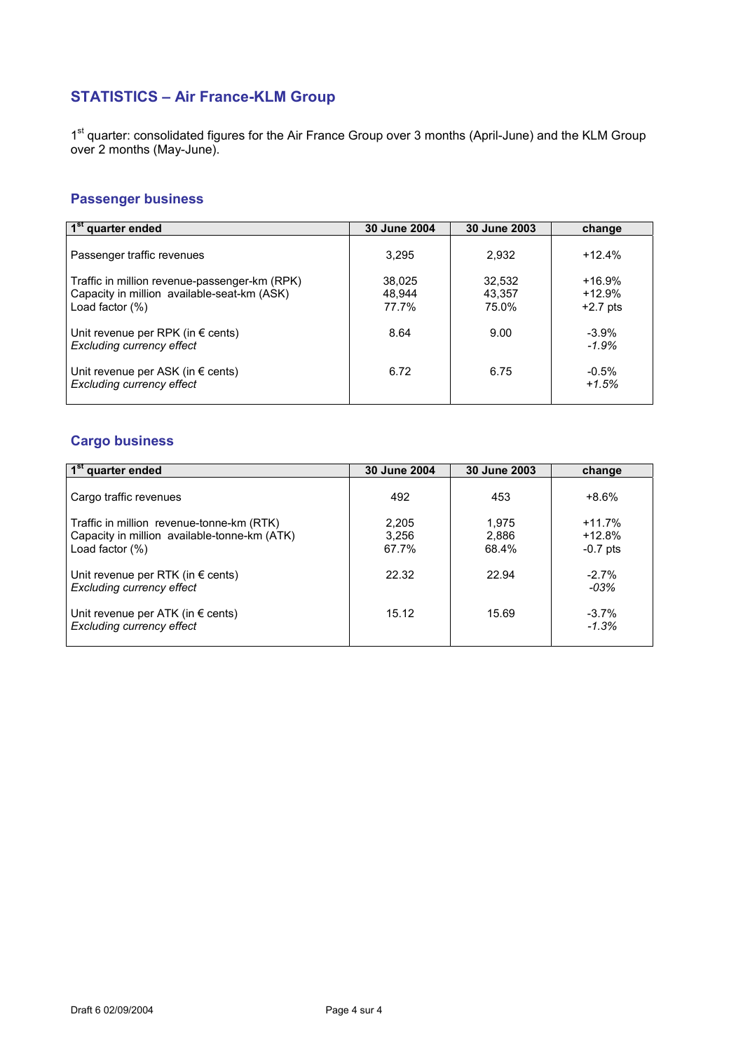## STATISTICS – Air France-KLM Group

1st quarter: consolidated figures for the Air France Group over 3 months (April-June) and the KLM Group over 2 months (May-June).

### Passenger business

| 1st quarter ended | 30 June 2004 | 30 June 2003 | change |
|---|---|---|---|
| Passenger traffic revenues | 3,295 | 2,932 | +12.4% |
| Traffic in million revenue-passenger-km (RPK) | 38,025 | 32,532 | +16.9% |
| Capacity in million available-seat-km (ASK) | 48,944 | 43,357 | +12.9% |
| Load factor (%) | 77.7% | 75.0% | +2.7 pts |
| Unit revenue per RPK (in € cents) | 8.64 | 9.00 | -3.9% |
| *Excluding currency effect* | | | *-1.9%* |
| Unit revenue per ASK (in € cents) | 6.72 | 6.75 | -0.5% |
| *Excluding currency effect* | | | *+1.5%* |

### Cargo business

| 1st quarter ended | 30 June 2004 | 30 June 2003 | change |
|---|---|---|---|
| Cargo traffic revenues | 492 | 453 | +8.6% |
| Traffic in million revenue-tonne-km (RTK) | 2,205 | 1,975 | +11.7% |
| Capacity in million available-tonne-km (ATK) | 3,256 | 2,886 | +12.8% |
| Load factor (%) | 67.7% | 68.4% | -0.7 pts |
| Unit revenue per RTK (in € cents) | 22.32 | 22.94 | -2.7% |
| *Excluding currency effect* | | | *-03%* |
| Unit revenue per ATK (in € cents) | 15.12 | 15.69 | -3.7% |
| *Excluding currency effect* | | | *-1.3%* |

Draft 6 02/09/2004